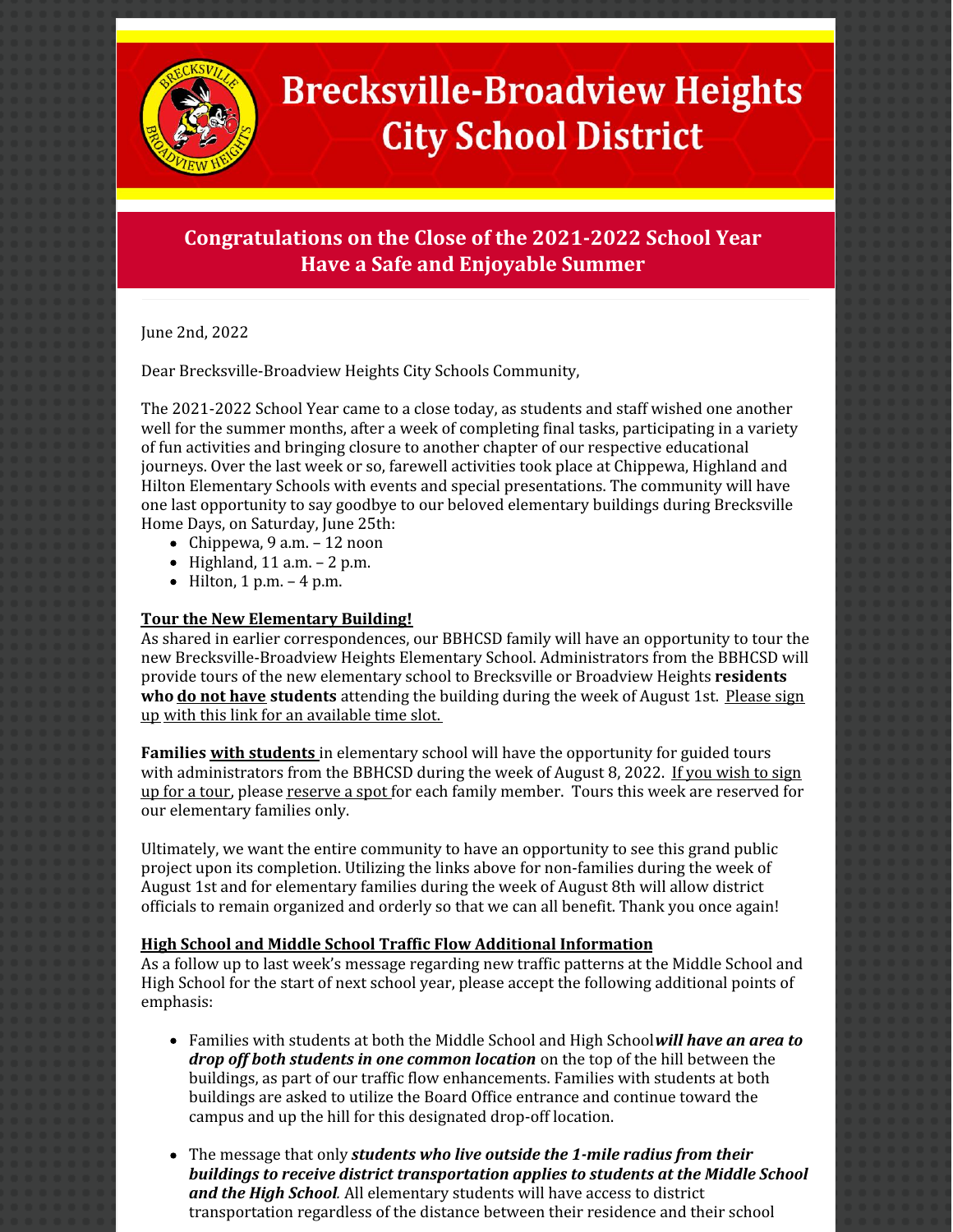# Brecksville-Broadview Heights City School District

## Congratulations on the Close of the 2021-2022 School Year
## Have a Safe and Enjoyable Summer

June 2nd, 2022

Dear Brecksville-Broadview Heights City Schools Community,

The 2021-2022 School Year came to a close today, as students and staff wished one another well for the summer months, after a week of completing final tasks, participating in a variety of fun activities and bringing closure to another chapter of our respective educational journeys. Over the last week or so, farewell activities took place at Chippewa, Highland and Hilton Elementary Schools with events and special presentations. The community will have one last opportunity to say goodbye to our beloved elementary buildings during Brecksville Home Days, on Saturday, June 25th:

- Chippewa, 9 a.m. – 12 noon
- Highland, 11 a.m. – 2 p.m.
- Hilton, 1 p.m. – 4 p.m.

**Tour the New Elementary Building!**

As shared in earlier correspondences, our BBHCSD family will have an opportunity to tour the new Brecksville-Broadview Heights Elementary School. Administrators from the BBHCSD will provide tours of the new elementary school to Brecksville or Broadview Heights **residents who do not have students** attending the building during the week of August 1st. Please sign up with this link for an available time slot.

**Families with students** in elementary school will have the opportunity for guided tours with administrators from the BBHCSD during the week of August 8, 2022. If you wish to sign up for a tour, please reserve a spot for each family member. Tours this week are reserved for our elementary families only.

Ultimately, we want the entire community to have an opportunity to see this grand public project upon its completion. Utilizing the links above for non-families during the week of August 1st and for elementary families during the week of August 8th will allow district officials to remain organized and orderly so that we can all benefit. Thank you once again!

**High School and Middle School Traffic Flow Additional Information**

As a follow up to last week's message regarding new traffic patterns at the Middle School and High School for the start of next school year, please accept the following additional points of emphasis:

- Families with students at both the Middle School and High School ***will have an area to drop off both students in one common location*** on the top of the hill between the buildings, as part of our traffic flow enhancements. Families with students at both buildings are asked to utilize the Board Office entrance and continue toward the campus and up the hill for this designated drop-off location.

- The message that only ***students who live outside the 1-mile radius from their buildings to receive district transportation applies to students at the Middle School and the High School***. All elementary students will have access to district transportation regardless of the distance between their residence and their school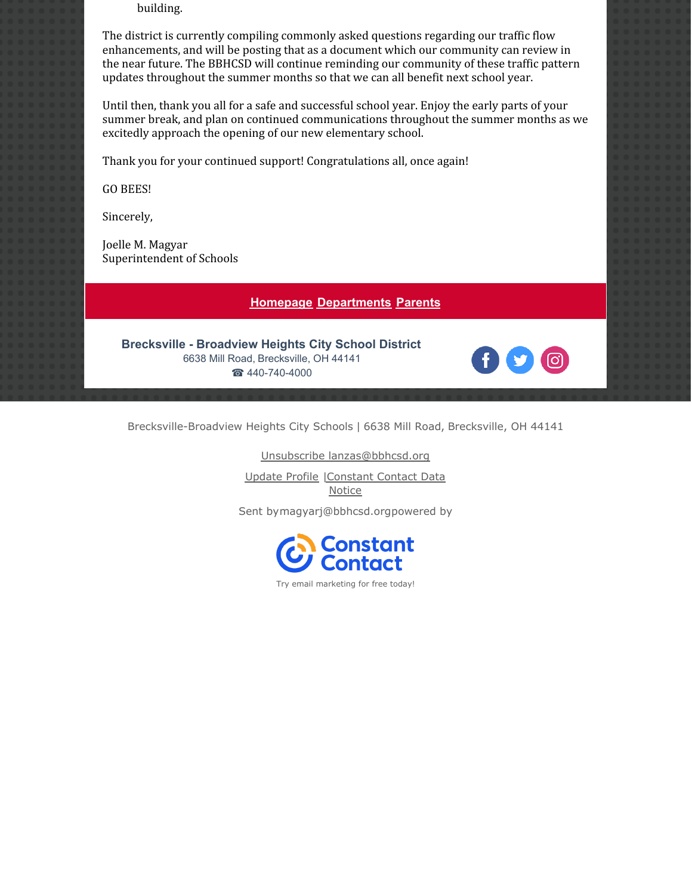building.

The district is currently compiling commonly asked questions regarding our traffic flow enhancements, and will be posting that as a document which our community can review in the near future. The BBHCSD will continue reminding our community of these traffic pattern updates throughout the summer months so that we can all benefit next school year.

Until then, thank you all for a safe and successful school year. Enjoy the early parts of your summer break, and plan on continued communications throughout the summer months as we excitedly approach the opening of our new elementary school.

Thank you for your continued support! Congratulations all, once again!

GO BEES!

Sincerely,

Joelle M. Magyar
Superintendent of Schools

**Homepage** **Departments** **Parents**

**Brecksville - Broadview Heights City School District**
6638 Mill Road, Brecksville, OH 44141
☎ 440-740-4000

Brecksville-Broadview Heights City Schools | 6638 Mill Road, Brecksville, OH 44141

Unsubscribe lanzas@bbhcsd.org

Update Profile |Constant Contact Data Notice

Sent bymagyarj@bbhcsd.orgpowered by

Constant Contact

Try email marketing for free today!